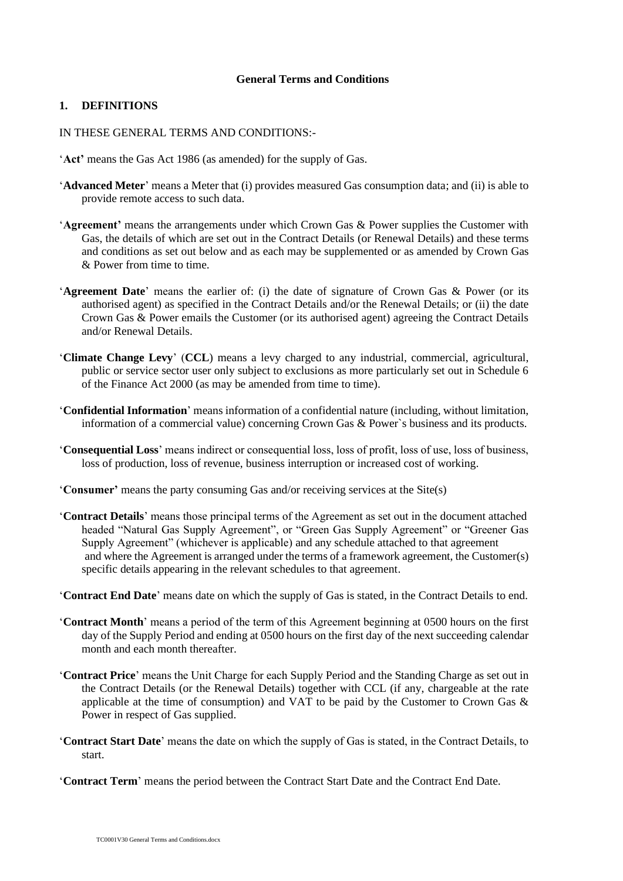**General Terms and Conditions**

## 1. DEFINITIONS

IN THESE GENERAL TERMS AND CONDITIONS:-

'**Act'** means the Gas Act 1986 (as amended) for the supply of Gas.

'**Advanced Meter**' means a Meter that (i) provides measured Gas consumption data; and (ii) is able to provide remote access to such data.

'**Agreement'** means the arrangements under which Crown Gas & Power supplies the Customer with Gas, the details of which are set out in the Contract Details (or Renewal Details) and these terms and conditions as set out below and as each may be supplemented or as amended by Crown Gas & Power from time to time.

'**Agreement Date**' means the earlier of: (i) the date of signature of Crown Gas & Power (or its authorised agent) as specified in the Contract Details and/or the Renewal Details; or (ii) the date Crown Gas & Power emails the Customer (or its authorised agent) agreeing the Contract Details and/or Renewal Details.

'**Climate Change Levy**' (**CCL**) means a levy charged to any industrial, commercial, agricultural, public or service sector user only subject to exclusions as more particularly set out in Schedule 6 of the Finance Act 2000 (as may be amended from time to time).

'**Confidential Information**' means information of a confidential nature (including, without limitation, information of a commercial value) concerning Crown Gas & Power`s business and its products.

'**Consequential Loss**' means indirect or consequential loss, loss of profit, loss of use, loss of business, loss of production, loss of revenue, business interruption or increased cost of working.

'**Consumer'** means the party consuming Gas and/or receiving services at the Site(s)

'**Contract Details**' means those principal terms of the Agreement as set out in the document attached headed "Natural Gas Supply Agreement", or "Green Gas Supply Agreement" or "Greener Gas Supply Agreement" (whichever is applicable) and any schedule attached to that agreement and where the Agreement is arranged under the terms of a framework agreement, the Customer(s) specific details appearing in the relevant schedules to that agreement.

'**Contract End Date**' means date on which the supply of Gas is stated, in the Contract Details to end.

'**Contract Month**' means a period of the term of this Agreement beginning at 0500 hours on the first day of the Supply Period and ending at 0500 hours on the first day of the next succeeding calendar month and each month thereafter.

'**Contract Price**' means the Unit Charge for each Supply Period and the Standing Charge as set out in the Contract Details (or the Renewal Details) together with CCL (if any, chargeable at the rate applicable at the time of consumption) and VAT to be paid by the Customer to Crown Gas & Power in respect of Gas supplied.

'**Contract Start Date**' means the date on which the supply of Gas is stated, in the Contract Details, to start.

'**Contract Term**' means the period between the Contract Start Date and the Contract End Date.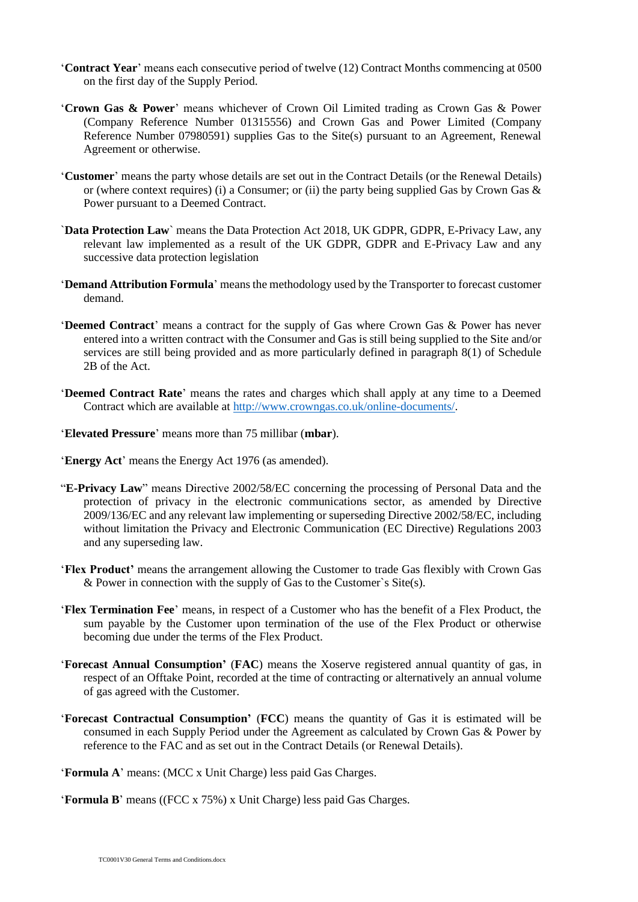'**Contract Year**' means each consecutive period of twelve (12) Contract Months commencing at 0500 on the first day of the Supply Period.

'**Crown Gas & Power**' means whichever of Crown Oil Limited trading as Crown Gas & Power (Company Reference Number 01315556) and Crown Gas and Power Limited (Company Reference Number 07980591) supplies Gas to the Site(s) pursuant to an Agreement, Renewal Agreement or otherwise.

'**Customer**' means the party whose details are set out in the Contract Details (or the Renewal Details) or (where context requires) (i) a Consumer; or (ii) the party being supplied Gas by Crown Gas & Power pursuant to a Deemed Contract.

`**Data Protection Law**` means the Data Protection Act 2018, UK GDPR, GDPR, E-Privacy Law, any relevant law implemented as a result of the UK GDPR, GDPR and E-Privacy Law and any successive data protection legislation

'**Demand Attribution Formula**' means the methodology used by the Transporter to forecast customer demand.

'**Deemed Contract**' means a contract for the supply of Gas where Crown Gas & Power has never entered into a written contract with the Consumer and Gas is still being supplied to the Site and/or services are still being provided and as more particularly defined in paragraph 8(1) of Schedule 2B of the Act.

'**Deemed Contract Rate**' means the rates and charges which shall apply at any time to a Deemed Contract which are available at http://www.crowngas.co.uk/online-documents/.

'**Elevated Pressure**' means more than 75 millibar (**mbar**).

'**Energy Act**' means the Energy Act 1976 (as amended).

"**E-Privacy Law**" means Directive 2002/58/EC concerning the processing of Personal Data and the protection of privacy in the electronic communications sector, as amended by Directive 2009/136/EC and any relevant law implementing or superseding Directive 2002/58/EC, including without limitation the Privacy and Electronic Communication (EC Directive) Regulations 2003 and any superseding law.

'**Flex Product'** means the arrangement allowing the Customer to trade Gas flexibly with Crown Gas & Power in connection with the supply of Gas to the Customer`s Site(s).

'**Flex Termination Fee**' means, in respect of a Customer who has the benefit of a Flex Product, the sum payable by the Customer upon termination of the use of the Flex Product or otherwise becoming due under the terms of the Flex Product.

'**Forecast Annual Consumption'** (**FAC**) means the Xoserve registered annual quantity of gas, in respect of an Offtake Point, recorded at the time of contracting or alternatively an annual volume of gas agreed with the Customer.

'**Forecast Contractual Consumption'** (**FCC**) means the quantity of Gas it is estimated will be consumed in each Supply Period under the Agreement as calculated by Crown Gas & Power by reference to the FAC and as set out in the Contract Details (or Renewal Details).

'**Formula A**' means: (MCC x Unit Charge) less paid Gas Charges.

'**Formula B**' means ((FCC x 75%) x Unit Charge) less paid Gas Charges.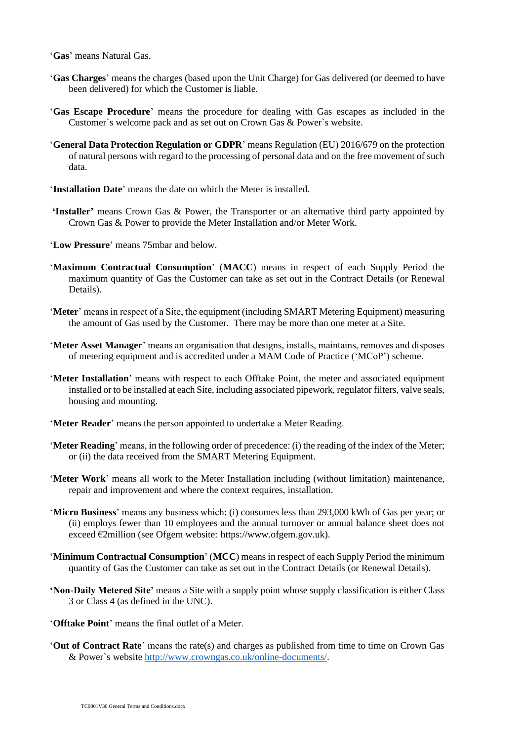'**Gas**' means Natural Gas.

'**Gas Charges**' means the charges (based upon the Unit Charge) for Gas delivered (or deemed to have been delivered) for which the Customer is liable.

'**Gas Escape Procedure**' means the procedure for dealing with Gas escapes as included in the Customer`s welcome pack and as set out on Crown Gas & Power`s website.

'**General Data Protection Regulation or GDPR**' means Regulation (EU) 2016/679 on the protection of natural persons with regard to the processing of personal data and on the free movement of such data.

'**Installation Date**' means the date on which the Meter is installed.

**'Installer'** means Crown Gas & Power, the Transporter or an alternative third party appointed by Crown Gas & Power to provide the Meter Installation and/or Meter Work.

'**Low Pressure**' means 75mbar and below.

'**Maximum Contractual Consumption**' (**MACC**) means in respect of each Supply Period the maximum quantity of Gas the Customer can take as set out in the Contract Details (or Renewal Details).

'**Meter**' means in respect of a Site, the equipment (including SMART Metering Equipment) measuring the amount of Gas used by the Customer. There may be more than one meter at a Site.

'**Meter Asset Manager**' means an organisation that designs, installs, maintains, removes and disposes of metering equipment and is accredited under a MAM Code of Practice ('MCoP') scheme.

'**Meter Installation**' means with respect to each Offtake Point, the meter and associated equipment installed or to be installed at each Site, including associated pipework, regulator filters, valve seals, housing and mounting.

'**Meter Reader**' means the person appointed to undertake a Meter Reading.

'**Meter Reading**' means, in the following order of precedence: (i) the reading of the index of the Meter; or (ii) the data received from the SMART Metering Equipment.

'**Meter Work**' means all work to the Meter Installation including (without limitation) maintenance, repair and improvement and where the context requires, installation.

'**Micro Business**' means any business which: (i) consumes less than 293,000 kWh of Gas per year; or (ii) employs fewer than 10 employees and the annual turnover or annual balance sheet does not exceed €2million (see Ofgem website: https://www.ofgem.gov.uk).

'**Minimum Contractual Consumption**' (**MCC**) means in respect of each Supply Period the minimum quantity of Gas the Customer can take as set out in the Contract Details (or Renewal Details).

**'Non-Daily Metered Site'** means a Site with a supply point whose supply classification is either Class 3 or Class 4 (as defined in the UNC).

'**Offtake Point**' means the final outlet of a Meter.

'**Out of Contract Rate**' means the rate(s) and charges as published from time to time on Crown Gas & Power`s website http://www.crowngas.co.uk/online-documents/.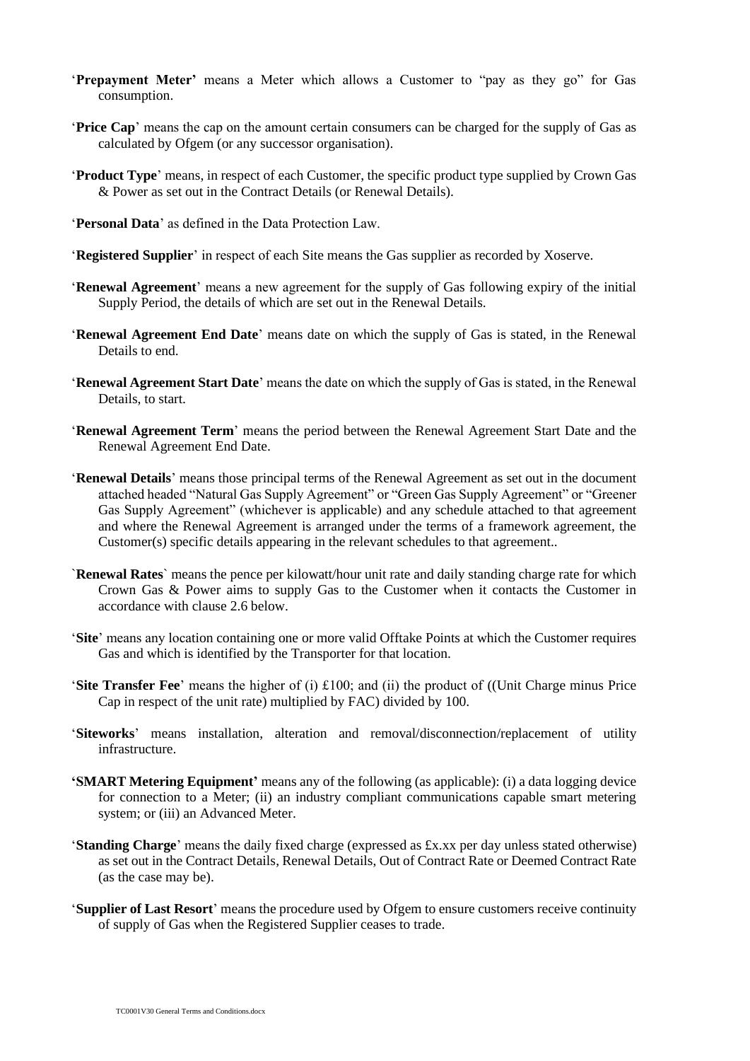'**Prepayment Meter'** means a Meter which allows a Customer to "pay as they go" for Gas consumption.

'**Price Cap**' means the cap on the amount certain consumers can be charged for the supply of Gas as calculated by Ofgem (or any successor organisation).

'**Product Type**' means, in respect of each Customer, the specific product type supplied by Crown Gas & Power as set out in the Contract Details (or Renewal Details).

'**Personal Data**' as defined in the Data Protection Law.

'**Registered Supplier**' in respect of each Site means the Gas supplier as recorded by Xoserve.

'**Renewal Agreement**' means a new agreement for the supply of Gas following expiry of the initial Supply Period, the details of which are set out in the Renewal Details.

'**Renewal Agreement End Date**' means date on which the supply of Gas is stated, in the Renewal Details to end.

'**Renewal Agreement Start Date**' means the date on which the supply of Gas is stated, in the Renewal Details, to start.

'**Renewal Agreement Term**' means the period between the Renewal Agreement Start Date and the Renewal Agreement End Date.

'**Renewal Details**' means those principal terms of the Renewal Agreement as set out in the document attached headed "Natural Gas Supply Agreement" or "Green Gas Supply Agreement" or "Greener Gas Supply Agreement" (whichever is applicable) and any schedule attached to that agreement and where the Renewal Agreement is arranged under the terms of a framework agreement, the Customer(s) specific details appearing in the relevant schedules to that agreement..

`**Renewal Rates**` means the pence per kilowatt/hour unit rate and daily standing charge rate for which Crown Gas & Power aims to supply Gas to the Customer when it contacts the Customer in accordance with clause 2.6 below.

'**Site**' means any location containing one or more valid Offtake Points at which the Customer requires Gas and which is identified by the Transporter for that location.

'**Site Transfer Fee**' means the higher of (i) £100; and (ii) the product of ((Unit Charge minus Price Cap in respect of the unit rate) multiplied by FAC) divided by 100.

'**Siteworks**' means installation, alteration and removal/disconnection/replacement of utility infrastructure.

**'SMART Metering Equipment'** means any of the following (as applicable): (i) a data logging device for connection to a Meter; (ii) an industry compliant communications capable smart metering system; or (iii) an Advanced Meter.

'**Standing Charge**' means the daily fixed charge (expressed as £x.xx per day unless stated otherwise) as set out in the Contract Details, Renewal Details, Out of Contract Rate or Deemed Contract Rate (as the case may be).

'**Supplier of Last Resort**' means the procedure used by Ofgem to ensure customers receive continuity of supply of Gas when the Registered Supplier ceases to trade.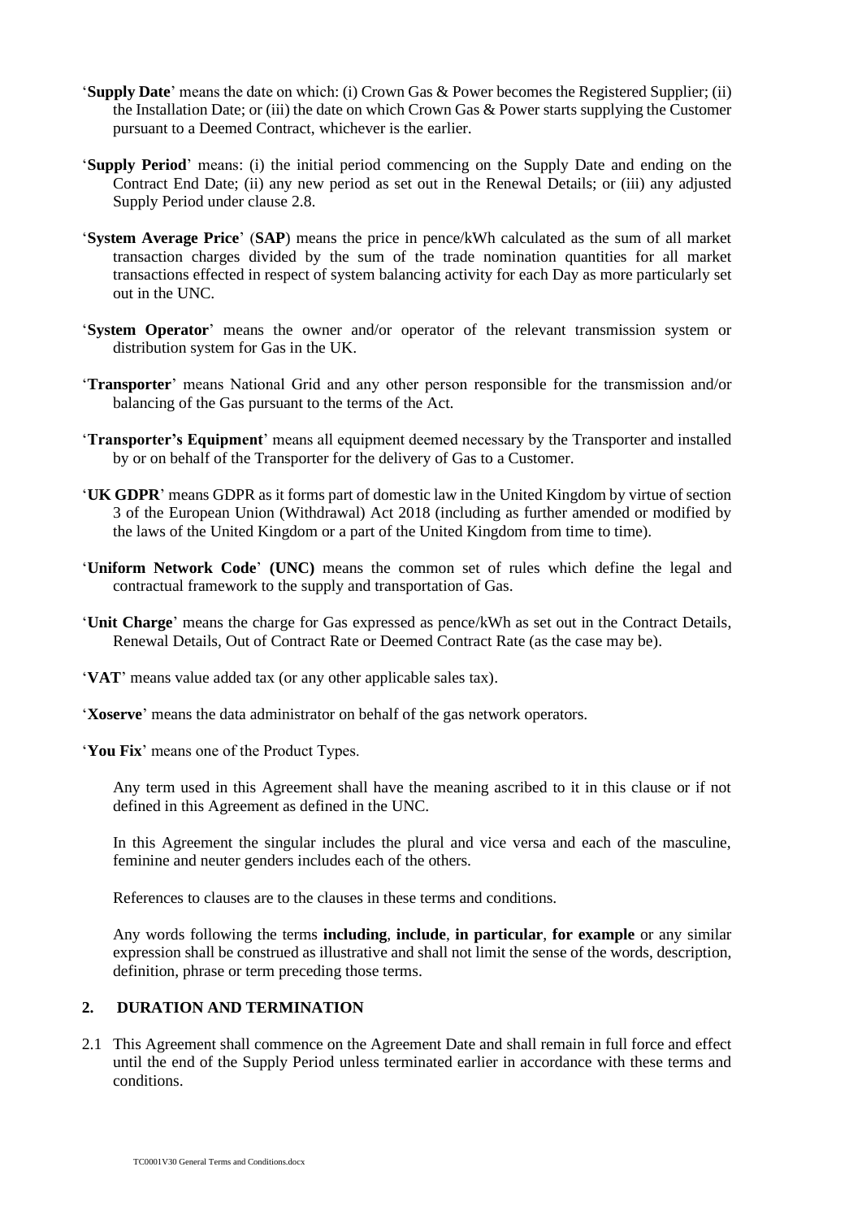'**Supply Date**' means the date on which: (i) Crown Gas & Power becomes the Registered Supplier; (ii) the Installation Date; or (iii) the date on which Crown Gas & Power starts supplying the Customer pursuant to a Deemed Contract, whichever is the earlier.

'**Supply Period**' means: (i) the initial period commencing on the Supply Date and ending on the Contract End Date; (ii) any new period as set out in the Renewal Details; or (iii) any adjusted Supply Period under clause 2.8.

'**System Average Price**' (**SAP**) means the price in pence/kWh calculated as the sum of all market transaction charges divided by the sum of the trade nomination quantities for all market transactions effected in respect of system balancing activity for each Day as more particularly set out in the UNC.

'**System Operator**' means the owner and/or operator of the relevant transmission system or distribution system for Gas in the UK.

'**Transporter**' means National Grid and any other person responsible for the transmission and/or balancing of the Gas pursuant to the terms of the Act.

'**Transporter's Equipment**' means all equipment deemed necessary by the Transporter and installed by or on behalf of the Transporter for the delivery of Gas to a Customer.

'**UK GDPR**' means GDPR as it forms part of domestic law in the United Kingdom by virtue of section 3 of the European Union (Withdrawal) Act 2018 (including as further amended or modified by the laws of the United Kingdom or a part of the United Kingdom from time to time).

'**Uniform Network Code**' **(UNC)** means the common set of rules which define the legal and contractual framework to the supply and transportation of Gas.

'**Unit Charge**' means the charge for Gas expressed as pence/kWh as set out in the Contract Details, Renewal Details, Out of Contract Rate or Deemed Contract Rate (as the case may be).

'**VAT**' means value added tax (or any other applicable sales tax).

'**Xoserve**' means the data administrator on behalf of the gas network operators.

'**You Fix**' means one of the Product Types.

Any term used in this Agreement shall have the meaning ascribed to it in this clause or if not defined in this Agreement as defined in the UNC.

In this Agreement the singular includes the plural and vice versa and each of the masculine, feminine and neuter genders includes each of the others.

References to clauses are to the clauses in these terms and conditions.

Any words following the terms **including**, **include**, **in particular**, **for example** or any similar expression shall be construed as illustrative and shall not limit the sense of the words, description, definition, phrase or term preceding those terms.

## 2. DURATION AND TERMINATION

2.1 This Agreement shall commence on the Agreement Date and shall remain in full force and effect until the end of the Supply Period unless terminated earlier in accordance with these terms and conditions.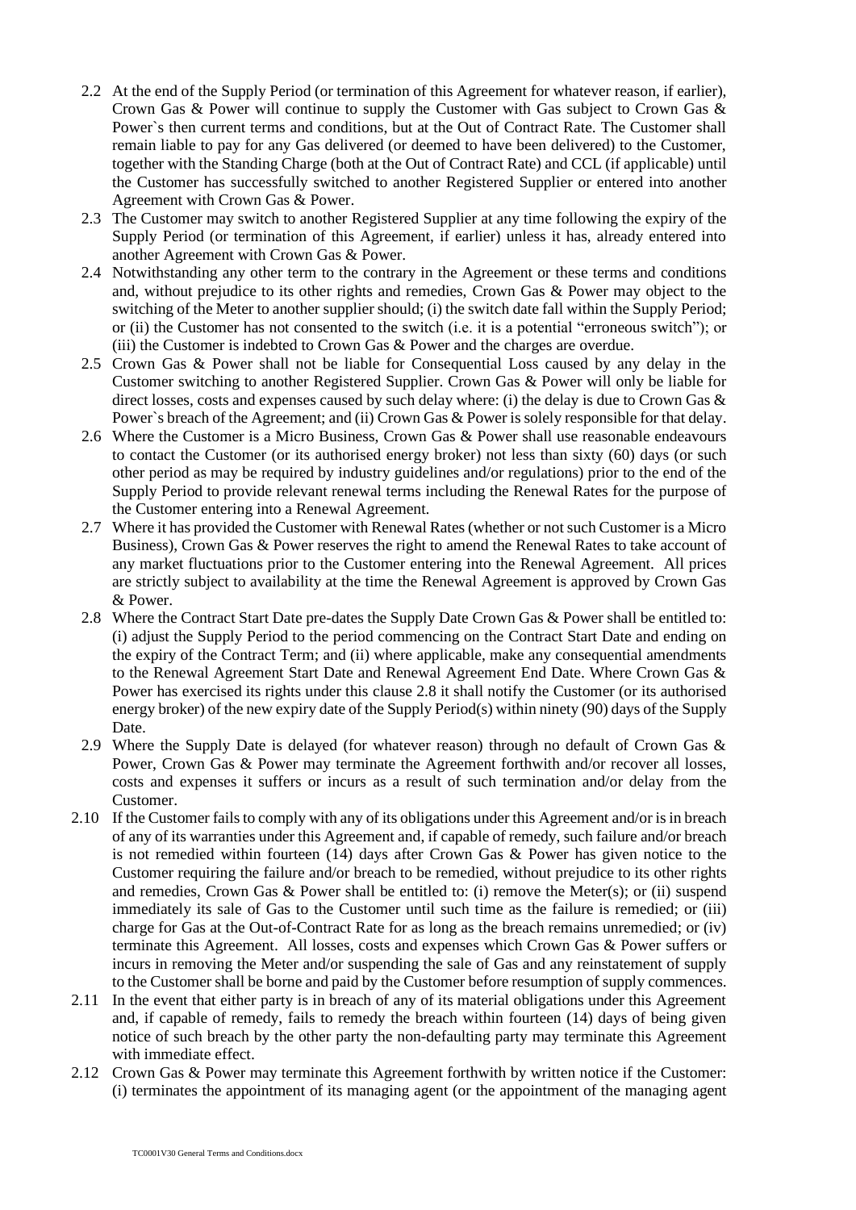2.2 At the end of the Supply Period (or termination of this Agreement for whatever reason, if earlier), Crown Gas & Power will continue to supply the Customer with Gas subject to Crown Gas & Power`s then current terms and conditions, but at the Out of Contract Rate. The Customer shall remain liable to pay for any Gas delivered (or deemed to have been delivered) to the Customer, together with the Standing Charge (both at the Out of Contract Rate) and CCL (if applicable) until the Customer has successfully switched to another Registered Supplier or entered into another Agreement with Crown Gas & Power.

2.3 The Customer may switch to another Registered Supplier at any time following the expiry of the Supply Period (or termination of this Agreement, if earlier) unless it has, already entered into another Agreement with Crown Gas & Power.

2.4 Notwithstanding any other term to the contrary in the Agreement or these terms and conditions and, without prejudice to its other rights and remedies, Crown Gas & Power may object to the switching of the Meter to another supplier should; (i) the switch date fall within the Supply Period; or (ii) the Customer has not consented to the switch (i.e. it is a potential "erroneous switch"); or (iii) the Customer is indebted to Crown Gas & Power and the charges are overdue.

2.5 Crown Gas & Power shall not be liable for Consequential Loss caused by any delay in the Customer switching to another Registered Supplier. Crown Gas & Power will only be liable for direct losses, costs and expenses caused by such delay where: (i) the delay is due to Crown Gas & Power`s breach of the Agreement; and (ii) Crown Gas & Power is solely responsible for that delay.

2.6 Where the Customer is a Micro Business, Crown Gas & Power shall use reasonable endeavours to contact the Customer (or its authorised energy broker) not less than sixty (60) days (or such other period as may be required by industry guidelines and/or regulations) prior to the end of the Supply Period to provide relevant renewal terms including the Renewal Rates for the purpose of the Customer entering into a Renewal Agreement.

2.7 Where it has provided the Customer with Renewal Rates (whether or not such Customer is a Micro Business), Crown Gas & Power reserves the right to amend the Renewal Rates to take account of any market fluctuations prior to the Customer entering into the Renewal Agreement. All prices are strictly subject to availability at the time the Renewal Agreement is approved by Crown Gas & Power.

2.8 Where the Contract Start Date pre-dates the Supply Date Crown Gas & Power shall be entitled to: (i) adjust the Supply Period to the period commencing on the Contract Start Date and ending on the expiry of the Contract Term; and (ii) where applicable, make any consequential amendments to the Renewal Agreement Start Date and Renewal Agreement End Date. Where Crown Gas & Power has exercised its rights under this clause 2.8 it shall notify the Customer (or its authorised energy broker) of the new expiry date of the Supply Period(s) within ninety (90) days of the Supply Date.

2.9 Where the Supply Date is delayed (for whatever reason) through no default of Crown Gas & Power, Crown Gas & Power may terminate the Agreement forthwith and/or recover all losses, costs and expenses it suffers or incurs as a result of such termination and/or delay from the Customer.

2.10 If the Customer fails to comply with any of its obligations under this Agreement and/or is in breach of any of its warranties under this Agreement and, if capable of remedy, such failure and/or breach is not remedied within fourteen (14) days after Crown Gas & Power has given notice to the Customer requiring the failure and/or breach to be remedied, without prejudice to its other rights and remedies, Crown Gas & Power shall be entitled to: (i) remove the Meter(s); or (ii) suspend immediately its sale of Gas to the Customer until such time as the failure is remedied; or (iii) charge for Gas at the Out-of-Contract Rate for as long as the breach remains unremedied; or (iv) terminate this Agreement. All losses, costs and expenses which Crown Gas & Power suffers or incurs in removing the Meter and/or suspending the sale of Gas and any reinstatement of supply to the Customer shall be borne and paid by the Customer before resumption of supply commences.

2.11 In the event that either party is in breach of any of its material obligations under this Agreement and, if capable of remedy, fails to remedy the breach within fourteen (14) days of being given notice of such breach by the other party the non-defaulting party may terminate this Agreement with immediate effect.

2.12 Crown Gas & Power may terminate this Agreement forthwith by written notice if the Customer: (i) terminates the appointment of its managing agent (or the appointment of the managing agent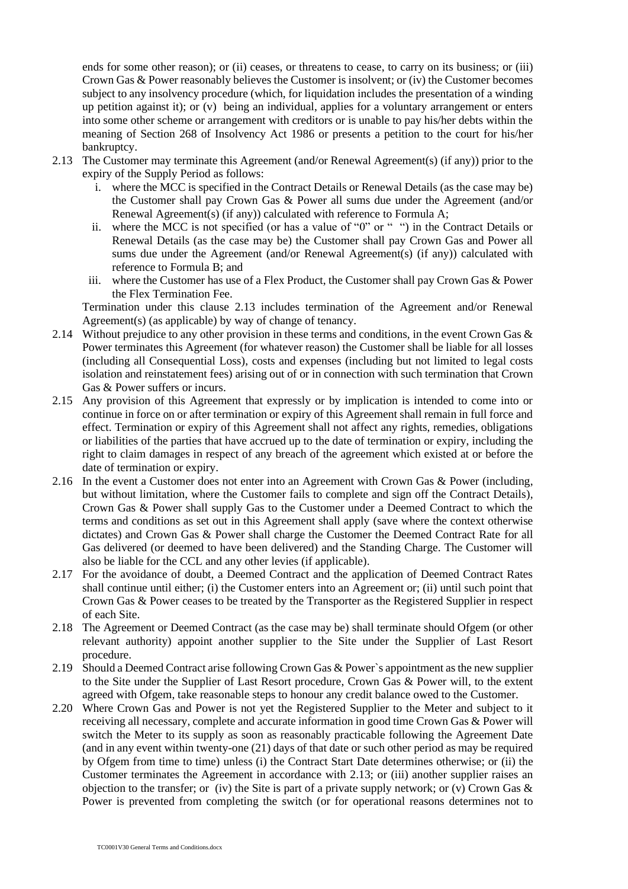ends for some other reason); or (ii) ceases, or threatens to cease, to carry on its business; or (iii) Crown Gas & Power reasonably believes the Customer is insolvent; or (iv) the Customer becomes subject to any insolvency procedure (which, for liquidation includes the presentation of a winding up petition against it); or (v) being an individual, applies for a voluntary arrangement or enters into some other scheme or arrangement with creditors or is unable to pay his/her debts within the meaning of Section 268 of Insolvency Act 1986 or presents a petition to the court for his/her bankruptcy.

2.13 The Customer may terminate this Agreement (and/or Renewal Agreement(s) (if any)) prior to the expiry of the Supply Period as follows:

   i. where the MCC is specified in the Contract Details or Renewal Details (as the case may be) the Customer shall pay Crown Gas & Power all sums due under the Agreement (and/or Renewal Agreement(s) (if any)) calculated with reference to Formula A;
   ii. where the MCC is not specified (or has a value of "0" or " ") in the Contract Details or Renewal Details (as the case may be) the Customer shall pay Crown Gas and Power all sums due under the Agreement (and/or Renewal Agreement(s) (if any)) calculated with reference to Formula B; and
   iii. where the Customer has use of a Flex Product, the Customer shall pay Crown Gas & Power the Flex Termination Fee.

   Termination under this clause 2.13 includes termination of the Agreement and/or Renewal Agreement(s) (as applicable) by way of change of tenancy.

2.14 Without prejudice to any other provision in these terms and conditions, in the event Crown Gas & Power terminates this Agreement (for whatever reason) the Customer shall be liable for all losses (including all Consequential Loss), costs and expenses (including but not limited to legal costs isolation and reinstatement fees) arising out of or in connection with such termination that Crown Gas & Power suffers or incurs.

2.15 Any provision of this Agreement that expressly or by implication is intended to come into or continue in force on or after termination or expiry of this Agreement shall remain in full force and effect. Termination or expiry of this Agreement shall not affect any rights, remedies, obligations or liabilities of the parties that have accrued up to the date of termination or expiry, including the right to claim damages in respect of any breach of the agreement which existed at or before the date of termination or expiry.

2.16 In the event a Customer does not enter into an Agreement with Crown Gas & Power (including, but without limitation, where the Customer fails to complete and sign off the Contract Details), Crown Gas & Power shall supply Gas to the Customer under a Deemed Contract to which the terms and conditions as set out in this Agreement shall apply (save where the context otherwise dictates) and Crown Gas & Power shall charge the Customer the Deemed Contract Rate for all Gas delivered (or deemed to have been delivered) and the Standing Charge. The Customer will also be liable for the CCL and any other levies (if applicable).

2.17 For the avoidance of doubt, a Deemed Contract and the application of Deemed Contract Rates shall continue until either; (i) the Customer enters into an Agreement or; (ii) until such point that Crown Gas & Power ceases to be treated by the Transporter as the Registered Supplier in respect of each Site.

2.18 The Agreement or Deemed Contract (as the case may be) shall terminate should Ofgem (or other relevant authority) appoint another supplier to the Site under the Supplier of Last Resort procedure.

2.19 Should a Deemed Contract arise following Crown Gas & Power`s appointment as the new supplier to the Site under the Supplier of Last Resort procedure, Crown Gas & Power will, to the extent agreed with Ofgem, take reasonable steps to honour any credit balance owed to the Customer.

2.20 Where Crown Gas and Power is not yet the Registered Supplier to the Meter and subject to it receiving all necessary, complete and accurate information in good time Crown Gas & Power will switch the Meter to its supply as soon as reasonably practicable following the Agreement Date (and in any event within twenty-one (21) days of that date or such other period as may be required by Ofgem from time to time) unless (i) the Contract Start Date determines otherwise; or (ii) the Customer terminates the Agreement in accordance with 2.13; or (iii) another supplier raises an objection to the transfer; or (iv) the Site is part of a private supply network; or (v) Crown Gas & Power is prevented from completing the switch (or for operational reasons determines not to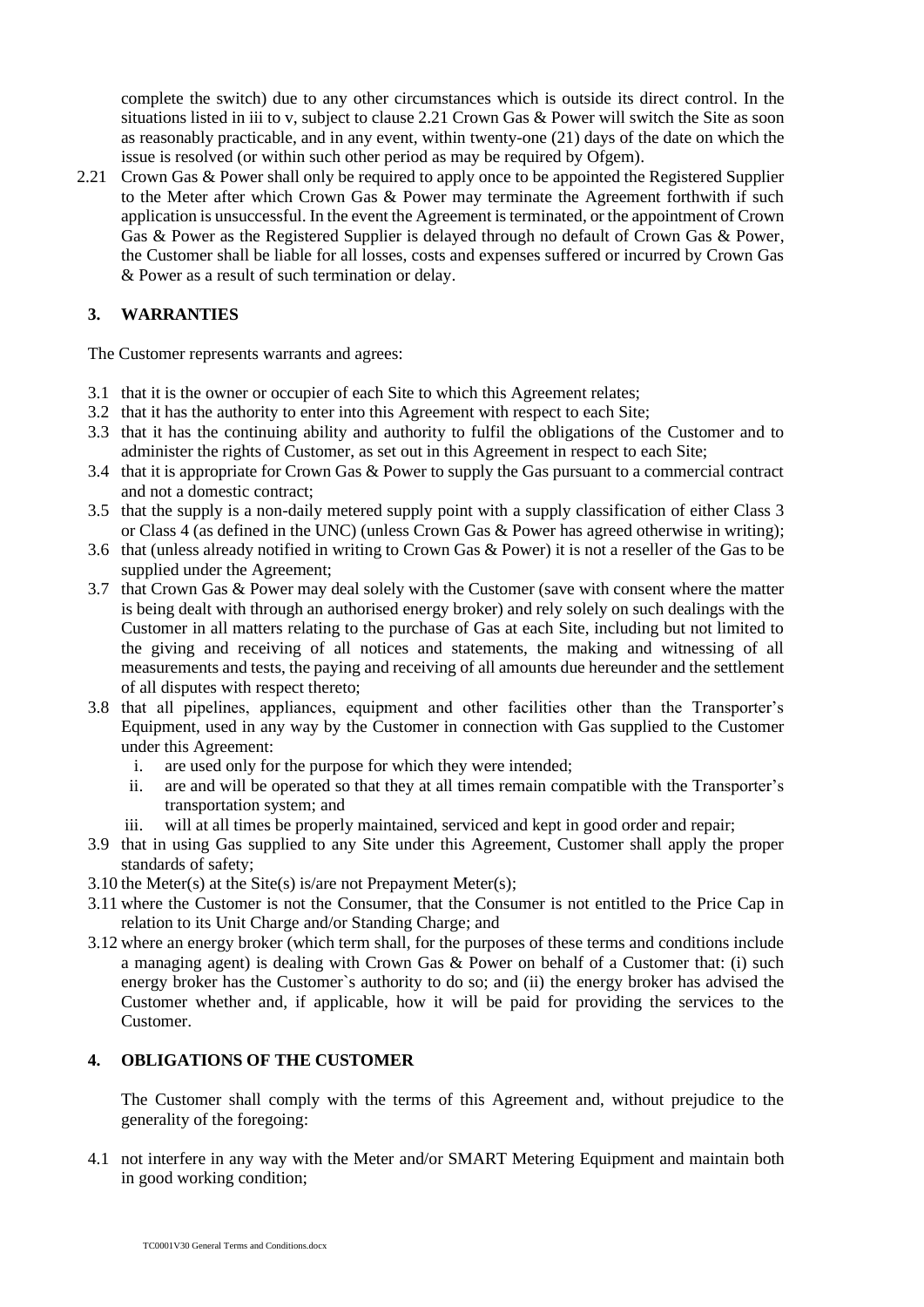complete the switch) due to any other circumstances which is outside its direct control. In the situations listed in iii to v, subject to clause 2.21 Crown Gas & Power will switch the Site as soon as reasonably practicable, and in any event, within twenty-one (21) days of the date on which the issue is resolved (or within such other period as may be required by Ofgem).

2.21 Crown Gas & Power shall only be required to apply once to be appointed the Registered Supplier to the Meter after which Crown Gas & Power may terminate the Agreement forthwith if such application is unsuccessful. In the event the Agreement is terminated, or the appointment of Crown Gas & Power as the Registered Supplier is delayed through no default of Crown Gas & Power, the Customer shall be liable for all losses, costs and expenses suffered or incurred by Crown Gas & Power as a result of such termination or delay.

## 3. WARRANTIES

The Customer represents warrants and agrees:

3.1 that it is the owner or occupier of each Site to which this Agreement relates;

3.2 that it has the authority to enter into this Agreement with respect to each Site;

3.3 that it has the continuing ability and authority to fulfil the obligations of the Customer and to administer the rights of Customer, as set out in this Agreement in respect to each Site;

3.4 that it is appropriate for Crown Gas & Power to supply the Gas pursuant to a commercial contract and not a domestic contract;

3.5 that the supply is a non-daily metered supply point with a supply classification of either Class 3 or Class 4 (as defined in the UNC) (unless Crown Gas & Power has agreed otherwise in writing);

3.6 that (unless already notified in writing to Crown Gas & Power) it is not a reseller of the Gas to be supplied under the Agreement;

3.7 that Crown Gas & Power may deal solely with the Customer (save with consent where the matter is being dealt with through an authorised energy broker) and rely solely on such dealings with the Customer in all matters relating to the purchase of Gas at each Site, including but not limited to the giving and receiving of all notices and statements, the making and witnessing of all measurements and tests, the paying and receiving of all amounts due hereunder and the settlement of all disputes with respect thereto;

3.8 that all pipelines, appliances, equipment and other facilities other than the Transporter's Equipment, used in any way by the Customer in connection with Gas supplied to the Customer under this Agreement:

   i. are used only for the purpose for which they were intended;
   ii. are and will be operated so that they at all times remain compatible with the Transporter's transportation system; and
   iii. will at all times be properly maintained, serviced and kept in good order and repair;

3.9 that in using Gas supplied to any Site under this Agreement, Customer shall apply the proper standards of safety;

3.10 the Meter(s) at the Site(s) is/are not Prepayment Meter(s);

3.11 where the Customer is not the Consumer, that the Consumer is not entitled to the Price Cap in relation to its Unit Charge and/or Standing Charge; and

3.12 where an energy broker (which term shall, for the purposes of these terms and conditions include a managing agent) is dealing with Crown Gas & Power on behalf of a Customer that: (i) such energy broker has the Customer`s authority to do so; and (ii) the energy broker has advised the Customer whether and, if applicable, how it will be paid for providing the services to the Customer.

## 4. OBLIGATIONS OF THE CUSTOMER

The Customer shall comply with the terms of this Agreement and, without prejudice to the generality of the foregoing:

4.1 not interfere in any way with the Meter and/or SMART Metering Equipment and maintain both in good working condition;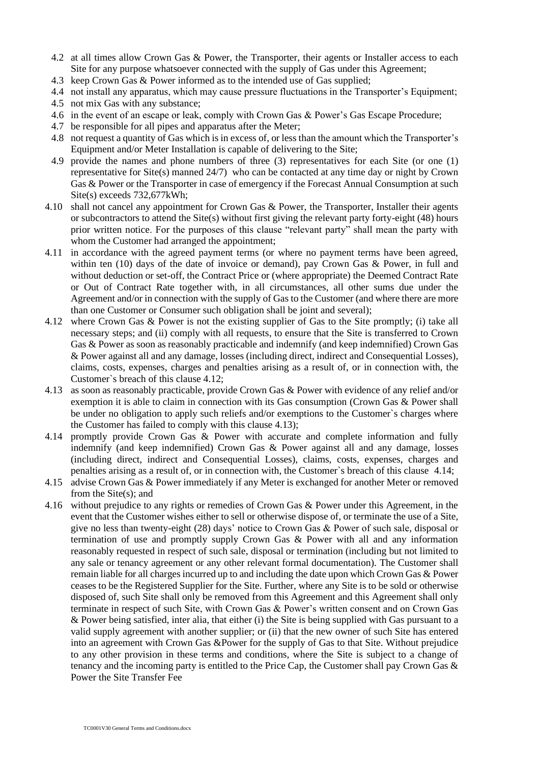4.2 at all times allow Crown Gas & Power, the Transporter, their agents or Installer access to each Site for any purpose whatsoever connected with the supply of Gas under this Agreement;

4.3 keep Crown Gas & Power informed as to the intended use of Gas supplied;

4.4 not install any apparatus, which may cause pressure fluctuations in the Transporter's Equipment;

4.5 not mix Gas with any substance;

4.6 in the event of an escape or leak, comply with Crown Gas & Power's Gas Escape Procedure;

4.7 be responsible for all pipes and apparatus after the Meter;

4.8 not request a quantity of Gas which is in excess of, or less than the amount which the Transporter's Equipment and/or Meter Installation is capable of delivering to the Site;

4.9 provide the names and phone numbers of three (3) representatives for each Site (or one (1) representative for Site(s) manned 24/7) who can be contacted at any time day or night by Crown Gas & Power or the Transporter in case of emergency if the Forecast Annual Consumption at such Site(s) exceeds 732,677kWh;

4.10 shall not cancel any appointment for Crown Gas & Power, the Transporter, Installer their agents or subcontractors to attend the Site(s) without first giving the relevant party forty-eight (48) hours prior written notice. For the purposes of this clause "relevant party" shall mean the party with whom the Customer had arranged the appointment;

4.11 in accordance with the agreed payment terms (or where no payment terms have been agreed, within ten (10) days of the date of invoice or demand), pay Crown Gas & Power, in full and without deduction or set-off, the Contract Price or (where appropriate) the Deemed Contract Rate or Out of Contract Rate together with, in all circumstances, all other sums due under the Agreement and/or in connection with the supply of Gas to the Customer (and where there are more than one Customer or Consumer such obligation shall be joint and several);

4.12 where Crown Gas & Power is not the existing supplier of Gas to the Site promptly; (i) take all necessary steps; and (ii) comply with all requests, to ensure that the Site is transferred to Crown Gas & Power as soon as reasonably practicable and indemnify (and keep indemnified) Crown Gas & Power against all and any damage, losses (including direct, indirect and Consequential Losses), claims, costs, expenses, charges and penalties arising as a result of, or in connection with, the Customer`s breach of this clause 4.12;

4.13 as soon as reasonably practicable, provide Crown Gas & Power with evidence of any relief and/or exemption it is able to claim in connection with its Gas consumption (Crown Gas & Power shall be under no obligation to apply such reliefs and/or exemptions to the Customer`s charges where the Customer has failed to comply with this clause 4.13);

4.14 promptly provide Crown Gas & Power with accurate and complete information and fully indemnify (and keep indemnified) Crown Gas & Power against all and any damage, losses (including direct, indirect and Consequential Losses), claims, costs, expenses, charges and penalties arising as a result of, or in connection with, the Customer`s breach of this clause 4.14;

4.15 advise Crown Gas & Power immediately if any Meter is exchanged for another Meter or removed from the Site(s); and

4.16 without prejudice to any rights or remedies of Crown Gas & Power under this Agreement, in the event that the Customer wishes either to sell or otherwise dispose of, or terminate the use of a Site, give no less than twenty-eight (28) days' notice to Crown Gas & Power of such sale, disposal or termination of use and promptly supply Crown Gas & Power with all and any information reasonably requested in respect of such sale, disposal or termination (including but not limited to any sale or tenancy agreement or any other relevant formal documentation). The Customer shall remain liable for all charges incurred up to and including the date upon which Crown Gas & Power ceases to be the Registered Supplier for the Site. Further, where any Site is to be sold or otherwise disposed of, such Site shall only be removed from this Agreement and this Agreement shall only terminate in respect of such Site, with Crown Gas & Power's written consent and on Crown Gas & Power being satisfied, inter alia, that either (i) the Site is being supplied with Gas pursuant to a valid supply agreement with another supplier; or (ii) that the new owner of such Site has entered into an agreement with Crown Gas &Power for the supply of Gas to that Site. Without prejudice to any other provision in these terms and conditions, where the Site is subject to a change of tenancy and the incoming party is entitled to the Price Cap, the Customer shall pay Crown Gas & Power the Site Transfer Fee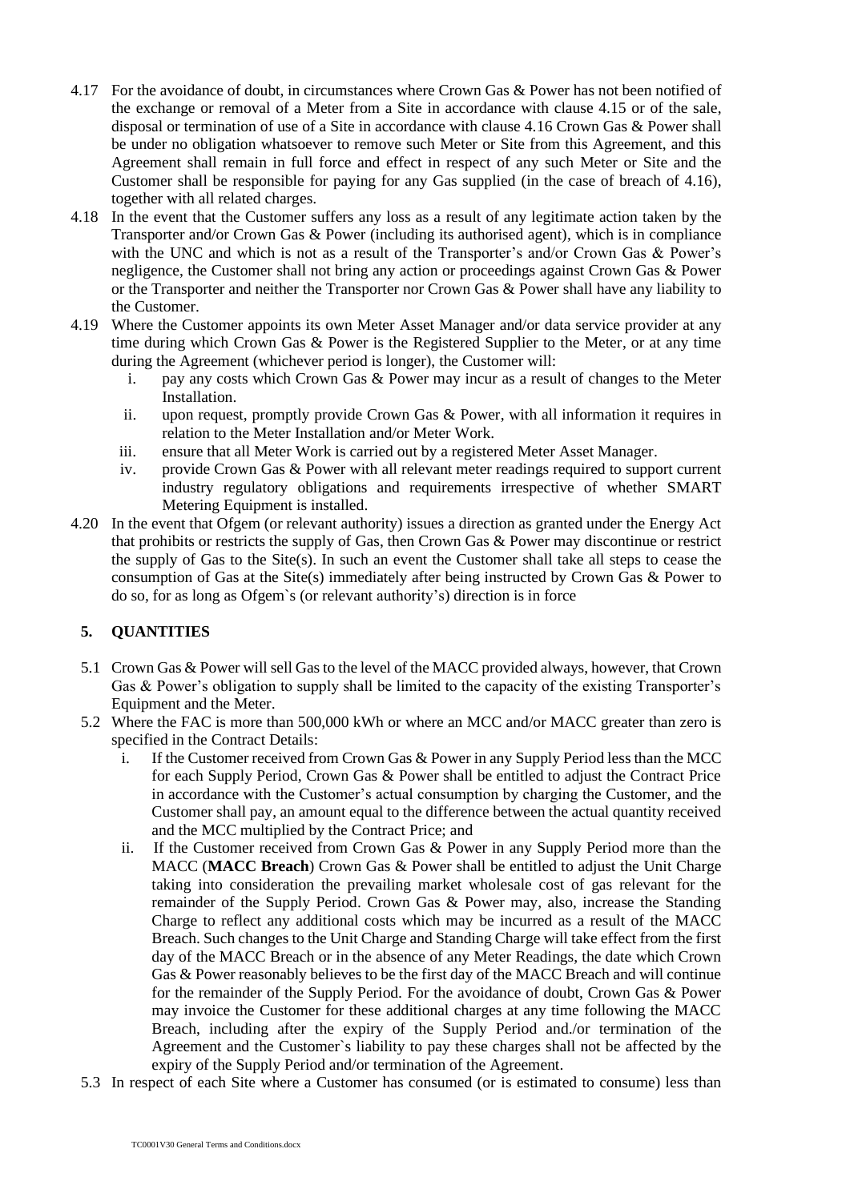4.17 For the avoidance of doubt, in circumstances where Crown Gas & Power has not been notified of the exchange or removal of a Meter from a Site in accordance with clause 4.15 or of the sale, disposal or termination of use of a Site in accordance with clause 4.16 Crown Gas & Power shall be under no obligation whatsoever to remove such Meter or Site from this Agreement, and this Agreement shall remain in full force and effect in respect of any such Meter or Site and the Customer shall be responsible for paying for any Gas supplied (in the case of breach of 4.16), together with all related charges.

4.18 In the event that the Customer suffers any loss as a result of any legitimate action taken by the Transporter and/or Crown Gas & Power (including its authorised agent), which is in compliance with the UNC and which is not as a result of the Transporter's and/or Crown Gas & Power's negligence, the Customer shall not bring any action or proceedings against Crown Gas & Power or the Transporter and neither the Transporter nor Crown Gas & Power shall have any liability to the Customer.

4.19 Where the Customer appoints its own Meter Asset Manager and/or data service provider at any time during which Crown Gas & Power is the Registered Supplier to the Meter, or at any time during the Agreement (whichever period is longer), the Customer will:

   i. pay any costs which Crown Gas & Power may incur as a result of changes to the Meter Installation.
   ii. upon request, promptly provide Crown Gas & Power, with all information it requires in relation to the Meter Installation and/or Meter Work.
   iii. ensure that all Meter Work is carried out by a registered Meter Asset Manager.
   iv. provide Crown Gas & Power with all relevant meter readings required to support current industry regulatory obligations and requirements irrespective of whether SMART Metering Equipment is installed.

4.20 In the event that Ofgem (or relevant authority) issues a direction as granted under the Energy Act that prohibits or restricts the supply of Gas, then Crown Gas & Power may discontinue or restrict the supply of Gas to the Site(s). In such an event the Customer shall take all steps to cease the consumption of Gas at the Site(s) immediately after being instructed by Crown Gas & Power to do so, for as long as Ofgem`s (or relevant authority's) direction is in force

## 5. QUANTITIES

5.1 Crown Gas & Power will sell Gas to the level of the MACC provided always, however, that Crown Gas & Power's obligation to supply shall be limited to the capacity of the existing Transporter's Equipment and the Meter.

5.2 Where the FAC is more than 500,000 kWh or where an MCC and/or MACC greater than zero is specified in the Contract Details:

   i. If the Customer received from Crown Gas & Power in any Supply Period less than the MCC for each Supply Period, Crown Gas & Power shall be entitled to adjust the Contract Price in accordance with the Customer's actual consumption by charging the Customer, and the Customer shall pay, an amount equal to the difference between the actual quantity received and the MCC multiplied by the Contract Price; and
   ii. If the Customer received from Crown Gas & Power in any Supply Period more than the MACC (**MACC Breach**) Crown Gas & Power shall be entitled to adjust the Unit Charge taking into consideration the prevailing market wholesale cost of gas relevant for the remainder of the Supply Period. Crown Gas & Power may, also, increase the Standing Charge to reflect any additional costs which may be incurred as a result of the MACC Breach. Such changes to the Unit Charge and Standing Charge will take effect from the first day of the MACC Breach or in the absence of any Meter Readings, the date which Crown Gas & Power reasonably believes to be the first day of the MACC Breach and will continue for the remainder of the Supply Period. For the avoidance of doubt, Crown Gas & Power may invoice the Customer for these additional charges at any time following the MACC Breach, including after the expiry of the Supply Period and./or termination of the Agreement and the Customer`s liability to pay these charges shall not be affected by the expiry of the Supply Period and/or termination of the Agreement.

5.3 In respect of each Site where a Customer has consumed (or is estimated to consume) less than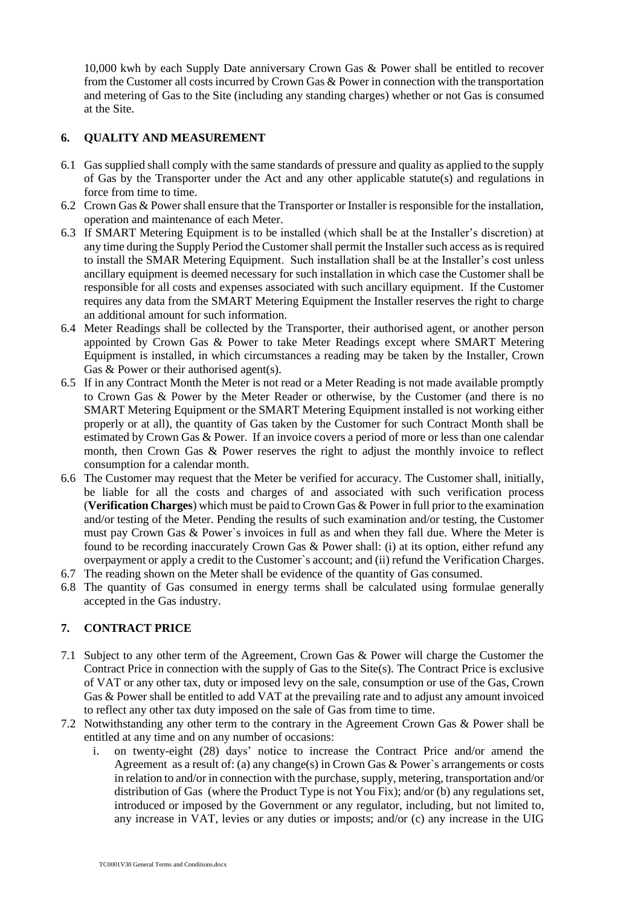10,000 kwh by each Supply Date anniversary Crown Gas & Power shall be entitled to recover from the Customer all costs incurred by Crown Gas & Power in connection with the transportation and metering of Gas to the Site (including any standing charges) whether or not Gas is consumed at the Site.

## 6. QUALITY AND MEASUREMENT

6.1 Gas supplied shall comply with the same standards of pressure and quality as applied to the supply of Gas by the Transporter under the Act and any other applicable statute(s) and regulations in force from time to time.

6.2 Crown Gas & Power shall ensure that the Transporter or Installer is responsible for the installation, operation and maintenance of each Meter.

6.3 If SMART Metering Equipment is to be installed (which shall be at the Installer's discretion) at any time during the Supply Period the Customer shall permit the Installer such access as is required to install the SMAR Metering Equipment. Such installation shall be at the Installer's cost unless ancillary equipment is deemed necessary for such installation in which case the Customer shall be responsible for all costs and expenses associated with such ancillary equipment. If the Customer requires any data from the SMART Metering Equipment the Installer reserves the right to charge an additional amount for such information.

6.4 Meter Readings shall be collected by the Transporter, their authorised agent, or another person appointed by Crown Gas & Power to take Meter Readings except where SMART Metering Equipment is installed, in which circumstances a reading may be taken by the Installer, Crown Gas & Power or their authorised agent(s).

6.5 If in any Contract Month the Meter is not read or a Meter Reading is not made available promptly to Crown Gas & Power by the Meter Reader or otherwise, by the Customer (and there is no SMART Metering Equipment or the SMART Metering Equipment installed is not working either properly or at all), the quantity of Gas taken by the Customer for such Contract Month shall be estimated by Crown Gas & Power. If an invoice covers a period of more or less than one calendar month, then Crown Gas & Power reserves the right to adjust the monthly invoice to reflect consumption for a calendar month.

6.6 The Customer may request that the Meter be verified for accuracy. The Customer shall, initially, be liable for all the costs and charges of and associated with such verification process (**Verification Charges**) which must be paid to Crown Gas & Power in full prior to the examination and/or testing of the Meter. Pending the results of such examination and/or testing, the Customer must pay Crown Gas & Power`s invoices in full as and when they fall due. Where the Meter is found to be recording inaccurately Crown Gas & Power shall: (i) at its option, either refund any overpayment or apply a credit to the Customer`s account; and (ii) refund the Verification Charges.

6.7 The reading shown on the Meter shall be evidence of the quantity of Gas consumed.

6.8 The quantity of Gas consumed in energy terms shall be calculated using formulae generally accepted in the Gas industry.

## 7. CONTRACT PRICE

7.1 Subject to any other term of the Agreement, Crown Gas & Power will charge the Customer the Contract Price in connection with the supply of Gas to the Site(s). The Contract Price is exclusive of VAT or any other tax, duty or imposed levy on the sale, consumption or use of the Gas, Crown Gas & Power shall be entitled to add VAT at the prevailing rate and to adjust any amount invoiced to reflect any other tax duty imposed on the sale of Gas from time to time.

7.2 Notwithstanding any other term to the contrary in the Agreement Crown Gas & Power shall be entitled at any time and on any number of occasions:

   i. on twenty-eight (28) days' notice to increase the Contract Price and/or amend the Agreement as a result of: (a) any change(s) in Crown Gas & Power`s arrangements or costs in relation to and/or in connection with the purchase, supply, metering, transportation and/or distribution of Gas (where the Product Type is not You Fix); and/or (b) any regulations set, introduced or imposed by the Government or any regulator, including, but not limited to, any increase in VAT, levies or any duties or imposts; and/or (c) any increase in the UIG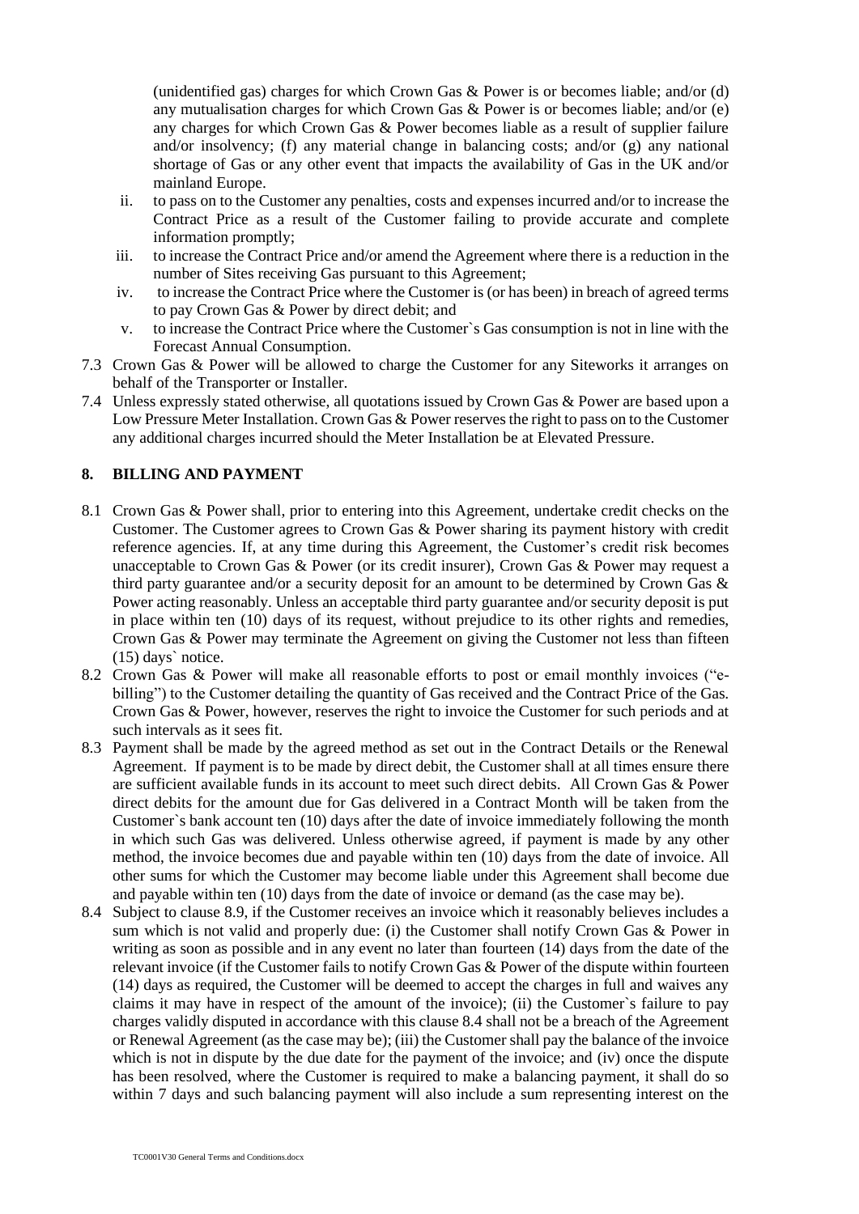(unidentified gas) charges for which Crown Gas & Power is or becomes liable; and/or (d) any mutualisation charges for which Crown Gas & Power is or becomes liable; and/or (e) any charges for which Crown Gas & Power becomes liable as a result of supplier failure and/or insolvency; (f) any material change in balancing costs; and/or (g) any national shortage of Gas or any other event that impacts the availability of Gas in the UK and/or mainland Europe.

ii. to pass on to the Customer any penalties, costs and expenses incurred and/or to increase the Contract Price as a result of the Customer failing to provide accurate and complete information promptly;

iii. to increase the Contract Price and/or amend the Agreement where there is a reduction in the number of Sites receiving Gas pursuant to this Agreement;

iv. to increase the Contract Price where the Customer is (or has been) in breach of agreed terms to pay Crown Gas & Power by direct debit; and

v. to increase the Contract Price where the Customer`s Gas consumption is not in line with the Forecast Annual Consumption.

7.3 Crown Gas & Power will be allowed to charge the Customer for any Siteworks it arranges on behalf of the Transporter or Installer.

7.4 Unless expressly stated otherwise, all quotations issued by Crown Gas & Power are based upon a Low Pressure Meter Installation. Crown Gas & Power reserves the right to pass on to the Customer any additional charges incurred should the Meter Installation be at Elevated Pressure.

## 8. BILLING AND PAYMENT

8.1 Crown Gas & Power shall, prior to entering into this Agreement, undertake credit checks on the Customer. The Customer agrees to Crown Gas & Power sharing its payment history with credit reference agencies. If, at any time during this Agreement, the Customer's credit risk becomes unacceptable to Crown Gas & Power (or its credit insurer), Crown Gas & Power may request a third party guarantee and/or a security deposit for an amount to be determined by Crown Gas & Power acting reasonably. Unless an acceptable third party guarantee and/or security deposit is put in place within ten (10) days of its request, without prejudice to its other rights and remedies, Crown Gas & Power may terminate the Agreement on giving the Customer not less than fifteen (15) days` notice.

8.2 Crown Gas & Power will make all reasonable efforts to post or email monthly invoices ("e-billing") to the Customer detailing the quantity of Gas received and the Contract Price of the Gas. Crown Gas & Power, however, reserves the right to invoice the Customer for such periods and at such intervals as it sees fit.

8.3 Payment shall be made by the agreed method as set out in the Contract Details or the Renewal Agreement. If payment is to be made by direct debit, the Customer shall at all times ensure there are sufficient available funds in its account to meet such direct debits. All Crown Gas & Power direct debits for the amount due for Gas delivered in a Contract Month will be taken from the Customer`s bank account ten (10) days after the date of invoice immediately following the month in which such Gas was delivered. Unless otherwise agreed, if payment is made by any other method, the invoice becomes due and payable within ten (10) days from the date of invoice. All other sums for which the Customer may become liable under this Agreement shall become due and payable within ten (10) days from the date of invoice or demand (as the case may be).

8.4 Subject to clause 8.9, if the Customer receives an invoice which it reasonably believes includes a sum which is not valid and properly due: (i) the Customer shall notify Crown Gas & Power in writing as soon as possible and in any event no later than fourteen (14) days from the date of the relevant invoice (if the Customer fails to notify Crown Gas & Power of the dispute within fourteen (14) days as required, the Customer will be deemed to accept the charges in full and waives any claims it may have in respect of the amount of the invoice); (ii) the Customer`s failure to pay charges validly disputed in accordance with this clause 8.4 shall not be a breach of the Agreement or Renewal Agreement (as the case may be); (iii) the Customer shall pay the balance of the invoice which is not in dispute by the due date for the payment of the invoice; and (iv) once the dispute has been resolved, where the Customer is required to make a balancing payment, it shall do so within 7 days and such balancing payment will also include a sum representing interest on the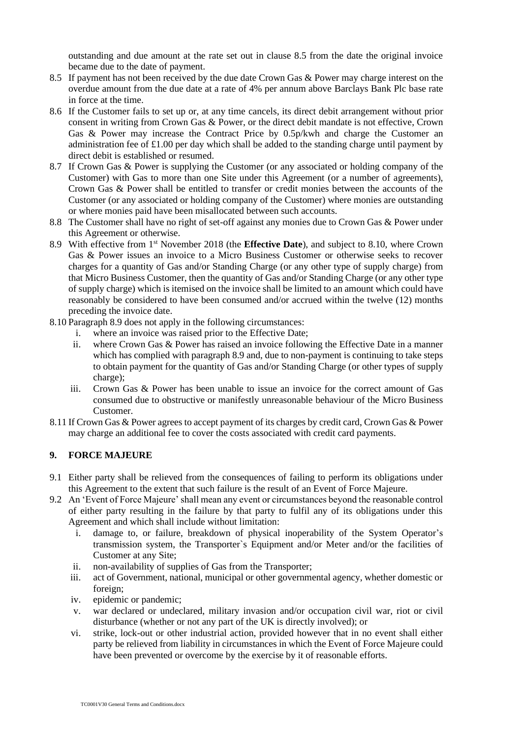outstanding and due amount at the rate set out in clause 8.5 from the date the original invoice became due to the date of payment.

8.5 If payment has not been received by the due date Crown Gas & Power may charge interest on the overdue amount from the due date at a rate of 4% per annum above Barclays Bank Plc base rate in force at the time.

8.6 If the Customer fails to set up or, at any time cancels, its direct debit arrangement without prior consent in writing from Crown Gas & Power, or the direct debit mandate is not effective, Crown Gas & Power may increase the Contract Price by 0.5p/kwh and charge the Customer an administration fee of £1.00 per day which shall be added to the standing charge until payment by direct debit is established or resumed.

8.7 If Crown Gas & Power is supplying the Customer (or any associated or holding company of the Customer) with Gas to more than one Site under this Agreement (or a number of agreements), Crown Gas & Power shall be entitled to transfer or credit monies between the accounts of the Customer (or any associated or holding company of the Customer) where monies are outstanding or where monies paid have been misallocated between such accounts.

8.8 The Customer shall have no right of set-off against any monies due to Crown Gas & Power under this Agreement or otherwise.

8.9 With effective from 1st November 2018 (the **Effective Date**), and subject to 8.10, where Crown Gas & Power issues an invoice to a Micro Business Customer or otherwise seeks to recover charges for a quantity of Gas and/or Standing Charge (or any other type of supply charge) from that Micro Business Customer, then the quantity of Gas and/or Standing Charge (or any other type of supply charge) which is itemised on the invoice shall be limited to an amount which could have reasonably be considered to have been consumed and/or accrued within the twelve (12) months preceding the invoice date.

8.10 Paragraph 8.9 does not apply in the following circumstances:

   i. where an invoice was raised prior to the Effective Date;
   ii. where Crown Gas & Power has raised an invoice following the Effective Date in a manner which has complied with paragraph 8.9 and, due to non-payment is continuing to take steps to obtain payment for the quantity of Gas and/or Standing Charge (or other types of supply charge);
   iii. Crown Gas & Power has been unable to issue an invoice for the correct amount of Gas consumed due to obstructive or manifestly unreasonable behaviour of the Micro Business Customer.

8.11 If Crown Gas & Power agrees to accept payment of its charges by credit card, Crown Gas & Power may charge an additional fee to cover the costs associated with credit card payments.

## 9. FORCE MAJEURE

9.1 Either party shall be relieved from the consequences of failing to perform its obligations under this Agreement to the extent that such failure is the result of an Event of Force Majeure.

9.2 An 'Event of Force Majeure' shall mean any event or circumstances beyond the reasonable control of either party resulting in the failure by that party to fulfil any of its obligations under this Agreement and which shall include without limitation:

   i. damage to, or failure, breakdown of physical inoperability of the System Operator's transmission system, the Transporter`s Equipment and/or Meter and/or the facilities of Customer at any Site;
   ii. non-availability of supplies of Gas from the Transporter;
   iii. act of Government, national, municipal or other governmental agency, whether domestic or foreign;
   iv. epidemic or pandemic;
   v. war declared or undeclared, military invasion and/or occupation civil war, riot or civil disturbance (whether or not any part of the UK is directly involved); or
   vi. strike, lock-out or other industrial action, provided however that in no event shall either party be relieved from liability in circumstances in which the Event of Force Majeure could have been prevented or overcome by the exercise by it of reasonable efforts.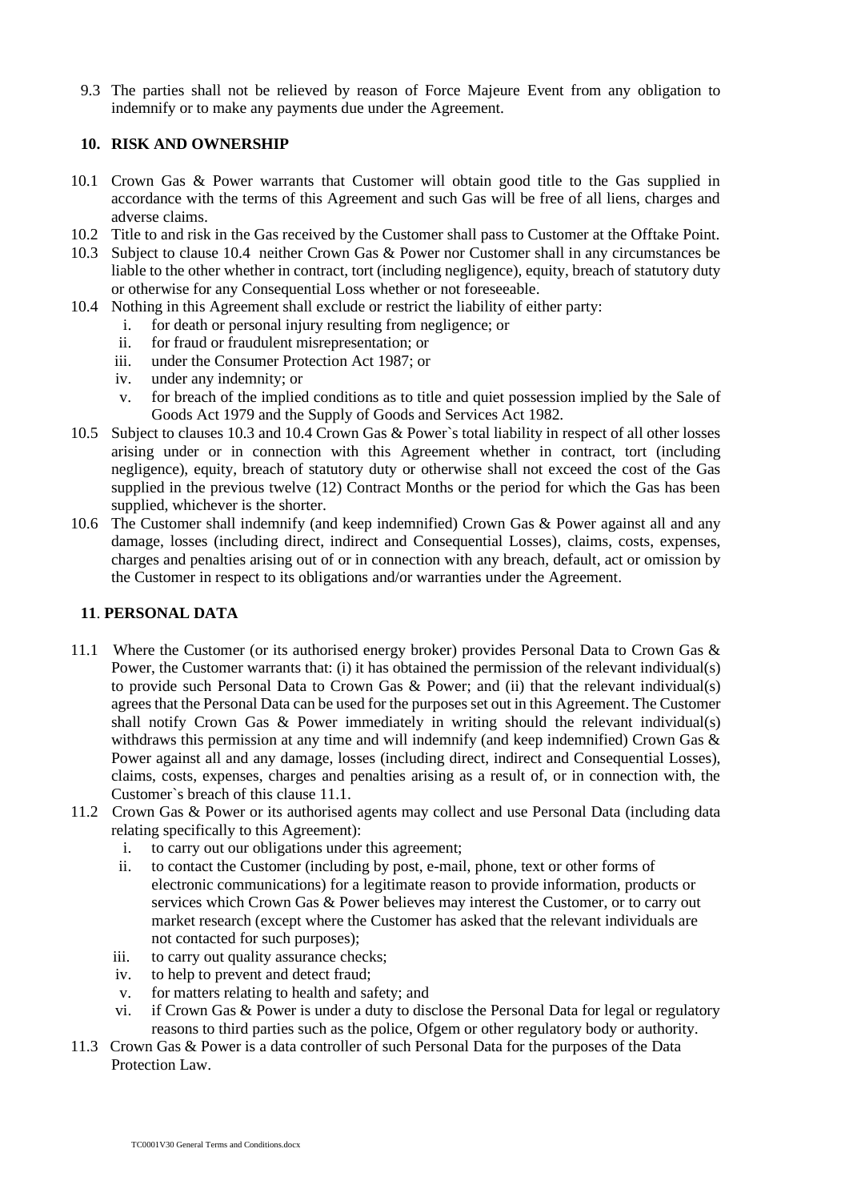9.3 The parties shall not be relieved by reason of Force Majeure Event from any obligation to indemnify or to make any payments due under the Agreement.

## 10. RISK AND OWNERSHIP

10.1 Crown Gas & Power warrants that Customer will obtain good title to the Gas supplied in accordance with the terms of this Agreement and such Gas will be free of all liens, charges and adverse claims.

10.2 Title to and risk in the Gas received by the Customer shall pass to Customer at the Offtake Point.

10.3 Subject to clause 10.4 neither Crown Gas & Power nor Customer shall in any circumstances be liable to the other whether in contract, tort (including negligence), equity, breach of statutory duty or otherwise for any Consequential Loss whether or not foreseeable.

10.4 Nothing in this Agreement shall exclude or restrict the liability of either party:

i. for death or personal injury resulting from negligence; or
ii. for fraud or fraudulent misrepresentation; or
iii. under the Consumer Protection Act 1987; or
iv. under any indemnity; or
v. for breach of the implied conditions as to title and quiet possession implied by the Sale of Goods Act 1979 and the Supply of Goods and Services Act 1982.

10.5 Subject to clauses 10.3 and 10.4 Crown Gas & Power`s total liability in respect of all other losses arising under or in connection with this Agreement whether in contract, tort (including negligence), equity, breach of statutory duty or otherwise shall not exceed the cost of the Gas supplied in the previous twelve (12) Contract Months or the period for which the Gas has been supplied, whichever is the shorter.

10.6 The Customer shall indemnify (and keep indemnified) Crown Gas & Power against all and any damage, losses (including direct, indirect and Consequential Losses), claims, costs, expenses, charges and penalties arising out of or in connection with any breach, default, act or omission by the Customer in respect to its obligations and/or warranties under the Agreement.

## 11. PERSONAL DATA

11.1 Where the Customer (or its authorised energy broker) provides Personal Data to Crown Gas & Power, the Customer warrants that: (i) it has obtained the permission of the relevant individual(s) to provide such Personal Data to Crown Gas & Power; and (ii) that the relevant individual(s) agrees that the Personal Data can be used for the purposes set out in this Agreement. The Customer shall notify Crown Gas & Power immediately in writing should the relevant individual(s) withdraws this permission at any time and will indemnify (and keep indemnified) Crown Gas & Power against all and any damage, losses (including direct, indirect and Consequential Losses), claims, costs, expenses, charges and penalties arising as a result of, or in connection with, the Customer`s breach of this clause 11.1.

11.2 Crown Gas & Power or its authorised agents may collect and use Personal Data (including data relating specifically to this Agreement):

i. to carry out our obligations under this agreement;
ii. to contact the Customer (including by post, e-mail, phone, text or other forms of electronic communications) for a legitimate reason to provide information, products or services which Crown Gas & Power believes may interest the Customer, or to carry out market research (except where the Customer has asked that the relevant individuals are not contacted for such purposes);
iii. to carry out quality assurance checks;
iv. to help to prevent and detect fraud;
v. for matters relating to health and safety; and
vi. if Crown Gas & Power is under a duty to disclose the Personal Data for legal or regulatory reasons to third parties such as the police, Ofgem or other regulatory body or authority.

11.3 Crown Gas & Power is a data controller of such Personal Data for the purposes of the Data Protection Law.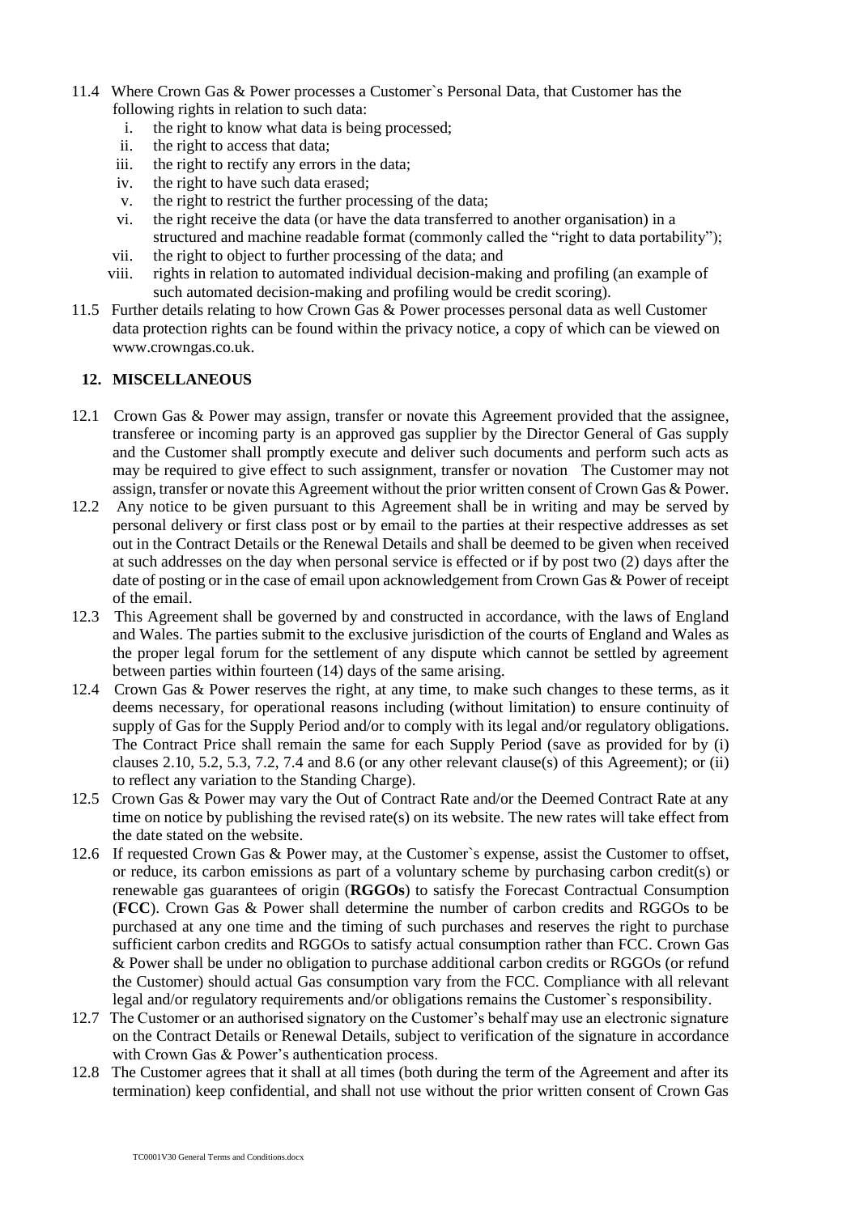11.4 Where Crown Gas & Power processes a Customer`s Personal Data, that Customer has the following rights in relation to such data:

i. the right to know what data is being processed;
ii. the right to access that data;
iii. the right to rectify any errors in the data;
iv. the right to have such data erased;
v. the right to restrict the further processing of the data;
vi. the right receive the data (or have the data transferred to another organisation) in a structured and machine readable format (commonly called the "right to data portability");
vii. the right to object to further processing of the data; and
viii. rights in relation to automated individual decision-making and profiling (an example of such automated decision-making and profiling would be credit scoring).

11.5 Further details relating to how Crown Gas & Power processes personal data as well Customer data protection rights can be found within the privacy notice, a copy of which can be viewed on www.crowngas.co.uk.

## 12. MISCELLANEOUS

12.1 Crown Gas & Power may assign, transfer or novate this Agreement provided that the assignee, transferee or incoming party is an approved gas supplier by the Director General of Gas supply and the Customer shall promptly execute and deliver such documents and perform such acts as may be required to give effect to such assignment, transfer or novation The Customer may not assign, transfer or novate this Agreement without the prior written consent of Crown Gas & Power.

12.2 Any notice to be given pursuant to this Agreement shall be in writing and may be served by personal delivery or first class post or by email to the parties at their respective addresses as set out in the Contract Details or the Renewal Details and shall be deemed to be given when received at such addresses on the day when personal service is effected or if by post two (2) days after the date of posting or in the case of email upon acknowledgement from Crown Gas & Power of receipt of the email.

12.3 This Agreement shall be governed by and constructed in accordance, with the laws of England and Wales. The parties submit to the exclusive jurisdiction of the courts of England and Wales as the proper legal forum for the settlement of any dispute which cannot be settled by agreement between parties within fourteen (14) days of the same arising.

12.4 Crown Gas & Power reserves the right, at any time, to make such changes to these terms, as it deems necessary, for operational reasons including (without limitation) to ensure continuity of supply of Gas for the Supply Period and/or to comply with its legal and/or regulatory obligations. The Contract Price shall remain the same for each Supply Period (save as provided for by (i) clauses 2.10, 5.2, 5.3, 7.2, 7.4 and 8.6 (or any other relevant clause(s) of this Agreement); or (ii) to reflect any variation to the Standing Charge).

12.5 Crown Gas & Power may vary the Out of Contract Rate and/or the Deemed Contract Rate at any time on notice by publishing the revised rate(s) on its website. The new rates will take effect from the date stated on the website.

12.6 If requested Crown Gas & Power may, at the Customer`s expense, assist the Customer to offset, or reduce, its carbon emissions as part of a voluntary scheme by purchasing carbon credit(s) or renewable gas guarantees of origin (**RGGOs**) to satisfy the Forecast Contractual Consumption (**FCC**). Crown Gas & Power shall determine the number of carbon credits and RGGOs to be purchased at any one time and the timing of such purchases and reserves the right to purchase sufficient carbon credits and RGGOs to satisfy actual consumption rather than FCC. Crown Gas & Power shall be under no obligation to purchase additional carbon credits or RGGOs (or refund the Customer) should actual Gas consumption vary from the FCC. Compliance with all relevant legal and/or regulatory requirements and/or obligations remains the Customer`s responsibility.

12.7 The Customer or an authorised signatory on the Customer's behalf may use an electronic signature on the Contract Details or Renewal Details, subject to verification of the signature in accordance with Crown Gas & Power's authentication process.

12.8 The Customer agrees that it shall at all times (both during the term of the Agreement and after its termination) keep confidential, and shall not use without the prior written consent of Crown Gas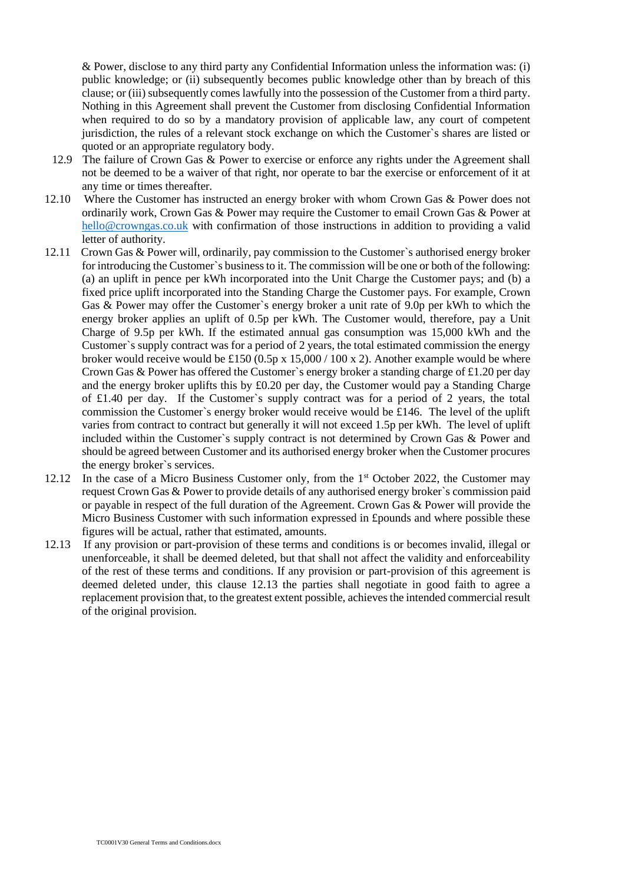& Power, disclose to any third party any Confidential Information unless the information was: (i) public knowledge; or (ii) subsequently becomes public knowledge other than by breach of this clause; or (iii) subsequently comes lawfully into the possession of the Customer from a third party. Nothing in this Agreement shall prevent the Customer from disclosing Confidential Information when required to do so by a mandatory provision of applicable law, any court of competent jurisdiction, the rules of a relevant stock exchange on which the Customer`s shares are listed or quoted or an appropriate regulatory body.

12.9 The failure of Crown Gas & Power to exercise or enforce any rights under the Agreement shall not be deemed to be a waiver of that right, nor operate to bar the exercise or enforcement of it at any time or times thereafter.

12.10 Where the Customer has instructed an energy broker with whom Crown Gas & Power does not ordinarily work, Crown Gas & Power may require the Customer to email Crown Gas & Power at hello@crowngas.co.uk with confirmation of those instructions in addition to providing a valid letter of authority.

12.11 Crown Gas & Power will, ordinarily, pay commission to the Customer`s authorised energy broker for introducing the Customer`s business to it. The commission will be one or both of the following: (a) an uplift in pence per kWh incorporated into the Unit Charge the Customer pays; and (b) a fixed price uplift incorporated into the Standing Charge the Customer pays. For example, Crown Gas & Power may offer the Customer`s energy broker a unit rate of 9.0p per kWh to which the energy broker applies an uplift of 0.5p per kWh. The Customer would, therefore, pay a Unit Charge of 9.5p per kWh. If the estimated annual gas consumption was 15,000 kWh and the Customer`s supply contract was for a period of 2 years, the total estimated commission the energy broker would receive would be £150 (0.5p x 15,000 / 100 x 2). Another example would be where Crown Gas & Power has offered the Customer`s energy broker a standing charge of £1.20 per day and the energy broker uplifts this by £0.20 per day, the Customer would pay a Standing Charge of £1.40 per day. If the Customer`s supply contract was for a period of 2 years, the total commission the Customer`s energy broker would receive would be £146. The level of the uplift varies from contract to contract but generally it will not exceed 1.5p per kWh. The level of uplift included within the Customer`s supply contract is not determined by Crown Gas & Power and should be agreed between Customer and its authorised energy broker when the Customer procures the energy broker`s services.

12.12 In the case of a Micro Business Customer only, from the 1st October 2022, the Customer may request Crown Gas & Power to provide details of any authorised energy broker`s commission paid or payable in respect of the full duration of the Agreement. Crown Gas & Power will provide the Micro Business Customer with such information expressed in £pounds and where possible these figures will be actual, rather that estimated, amounts.

12.13 If any provision or part-provision of these terms and conditions is or becomes invalid, illegal or unenforceable, it shall be deemed deleted, but that shall not affect the validity and enforceability of the rest of these terms and conditions. If any provision or part-provision of this agreement is deemed deleted under, this clause 12.13 the parties shall negotiate in good faith to agree a replacement provision that, to the greatest extent possible, achieves the intended commercial result of the original provision.